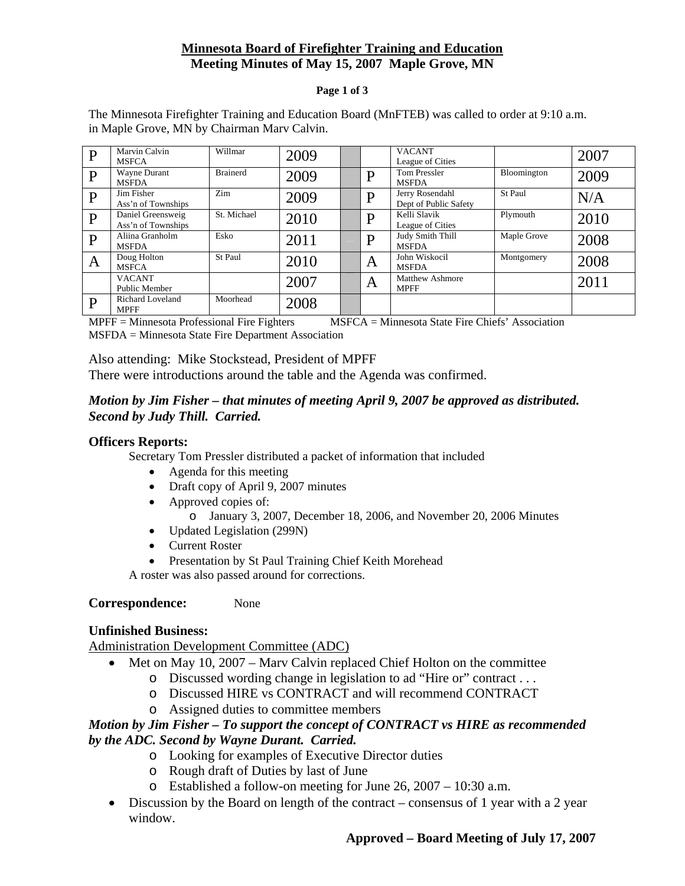# Minnesota Board of Firefighter Training and Education
## Meeting Minutes of May 15, 2007 Maple Grove, MN

The Minnesota Firefighter Training and Education Board (MnFTEB) was called to order at 9:10 a.m. in Maple Grove, MN by Chairman Marv Calvin.

| | | | | | | | | |
|---|---|---|---|---|---|---|---|---|
| P | Marvin Calvin MSFCA | Willmar | 2009 | | | VACANT League of Cities | | 2007 |
| P | Wayne Durant MSFDA | Brainerd | 2009 | | P | Tom Pressler MSFDA | Bloomington | 2009 |
| P | Jim Fisher Ass'n of Townships | Zim | 2009 | | P | Jerry Rosendahl Dept of Public Safety | St Paul | N/A |
| P | Daniel Greensweig Ass'n of Townships | St. Michael | 2010 | | P | Kelli Slavik League of Cities | Plymouth | 2010 |
| P | Aliina Granholm MSFDA | Esko | 2011 | | P | Judy Smith Thill MSFDA | Maple Grove | 2008 |
| A | Doug Holton MSFCA | St Paul | 2010 | | A | John Wiskocil MSFDA | Montgomery | 2008 |
| | VACANT Public Member | | 2007 | | A | Matthew Ashmore MPFF | | 2011 |
| P | Richard Loveland MPFF | Moorhead | 2008 | | | | | |

MPFF = Minnesota Professional Fire Fighters MSFCA = Minnesota State Fire Chiefs' Association
MSFDA = Minnesota State Fire Department Association

Also attending: Mike Stockstead, President of MPFF
There were introductions around the table and the Agenda was confirmed.

***Motion by Jim Fisher – that minutes of meeting April 9, 2007 be approved as distributed. Second by Judy Thill. Carried.***

**Officers Reports:**

Secretary Tom Pressler distributed a packet of information that included

- Agenda for this meeting
- Draft copy of April 9, 2007 minutes
- Approved copies of:
  - January 3, 2007, December 18, 2006, and November 20, 2006 Minutes
- Updated Legislation (299N)
- Current Roster
- Presentation by St Paul Training Chief Keith Morehead

A roster was also passed around for corrections.

**Correspondence:** None

**Unfinished Business:**

Administration Development Committee (ADC)

- Met on May 10, 2007 – Marv Calvin replaced Chief Holton on the committee
  - Discussed wording change in legislation to ad "Hire or" contract . . .
  - Discussed HIRE vs CONTRACT and will recommend CONTRACT
  - Assigned duties to committee members

***Motion by Jim Fisher – To support the concept of CONTRACT vs HIRE as recommended by the ADC. Second by Wayne Durant. Carried.***

  - Looking for examples of Executive Director duties
  - Rough draft of Duties by last of June
  - Established a follow-on meeting for June 26, 2007 – 10:30 a.m.
- Discussion by the Board on length of the contract – consensus of 1 year with a 2 year window.

**Approved – Board Meeting of July 17, 2007**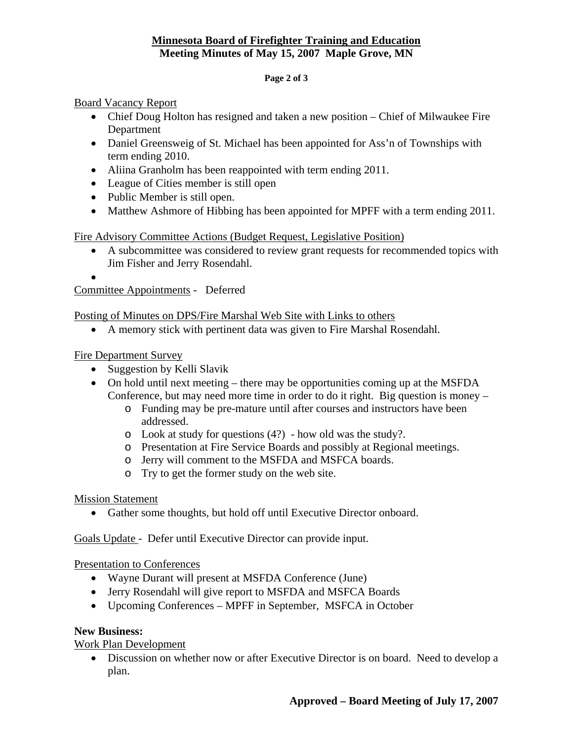Board Vacancy Report

- Chief Doug Holton has resigned and taken a new position – Chief of Milwaukee Fire Department
- Daniel Greensweig of St. Michael has been appointed for Ass'n of Townships with term ending 2010.
- Aliina Granholm has been reappointed with term ending 2011.
- League of Cities member is still open
- Public Member is still open.
- Matthew Ashmore of Hibbing has been appointed for MPFF with a term ending 2011.

Fire Advisory Committee Actions (Budget Request, Legislative Position)

- A subcommittee was considered to review grant requests for recommended topics with Jim Fisher and Jerry Rosendahl.
-

Committee Appointments - Deferred

Posting of Minutes on DPS/Fire Marshal Web Site with Links to others

- A memory stick with pertinent data was given to Fire Marshal Rosendahl.

Fire Department Survey

- Suggestion by Kelli Slavik
- On hold until next meeting – there may be opportunities coming up at the MSFDA Conference, but may need more time in order to do it right. Big question is money –
    - Funding may be pre-mature until after courses and instructors have been addressed.
    - Look at study for questions (4?) - how old was the study?.
    - Presentation at Fire Service Boards and possibly at Regional meetings.
    - Jerry will comment to the MSFDA and MSFCA boards.
    - Try to get the former study on the web site.

Mission Statement

- Gather some thoughts, but hold off until Executive Director onboard.

Goals Update - Defer until Executive Director can provide input.

Presentation to Conferences

- Wayne Durant will present at MSFDA Conference (June)
- Jerry Rosendahl will give report to MSFDA and MSFCA Boards
- Upcoming Conferences – MPFF in September, MSFCA in October

**New Business:**

Work Plan Development

- Discussion on whether now or after Executive Director is on board. Need to develop a plan.

**Approved – Board Meeting of July 17, 2007**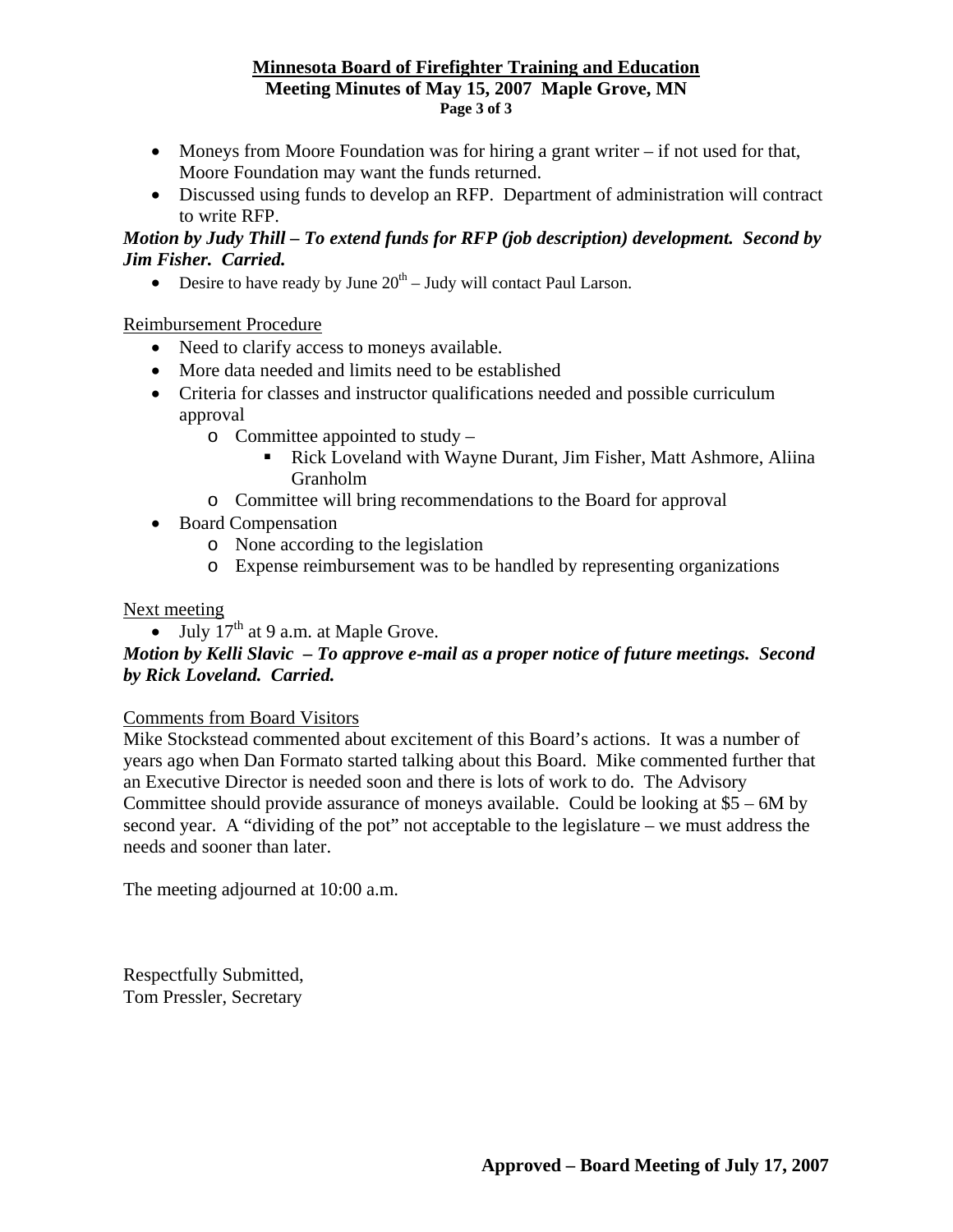- Moneys from Moore Foundation was for hiring a grant writer – if not used for that, Moore Foundation may want the funds returned.
- Discussed using funds to develop an RFP. Department of administration will contract to write RFP.

***Motion by Judy Thill – To extend funds for RFP (job description) development. Second by Jim Fisher. Carried.***

- Desire to have ready by June 20th – Judy will contact Paul Larson.

Reimbursement Procedure

- Need to clarify access to moneys available.
- More data needed and limits need to be established
- Criteria for classes and instructor qualifications needed and possible curriculum approval
  - Committee appointed to study –
    - Rick Loveland with Wayne Durant, Jim Fisher, Matt Ashmore, Aliina Granholm
  - Committee will bring recommendations to the Board for approval
- Board Compensation
  - None according to the legislation
  - Expense reimbursement was to be handled by representing organizations

Next meeting

- July 17th at 9 a.m. at Maple Grove.

***Motion by Kelli Slavic – To approve e-mail as a proper notice of future meetings. Second by Rick Loveland. Carried.***

Comments from Board Visitors

Mike Stockstead commented about excitement of this Board's actions. It was a number of years ago when Dan Formato started talking about this Board. Mike commented further that an Executive Director is needed soon and there is lots of work to do. The Advisory Committee should provide assurance of moneys available. Could be looking at $5 – 6M by second year. A "dividing of the pot" not acceptable to the legislature – we must address the needs and sooner than later.

The meeting adjourned at 10:00 a.m.

Respectfully Submitted,
Tom Pressler, Secretary

**Approved – Board Meeting of July 17, 2007**